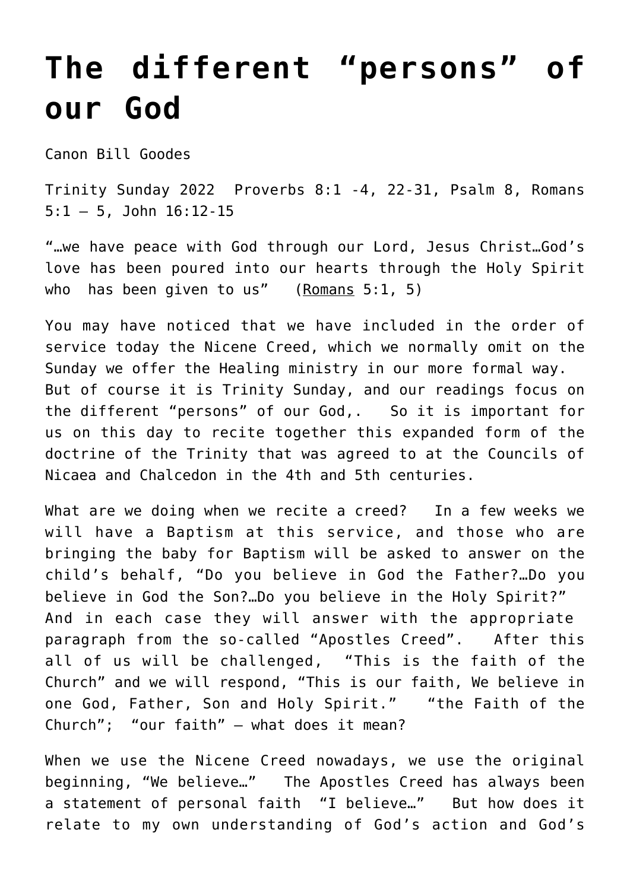# The different "persons" of our God

Canon Bill Goodes

Trinity Sunday 2022 Proverbs 8:1 -4, 22-31, Psalm 8, Romans 5:1 – 5, John 16:12-15

"…we have peace with God through our Lord, Jesus Christ…God's love has been poured into our hearts through the Holy Spirit who has been given to us" (Romans 5:1, 5)

You may have noticed that we have included in the order of service today the Nicene Creed, which we normally omit on the Sunday we offer the Healing ministry in our more formal way. But of course it is Trinity Sunday, and our readings focus on the different "persons" of our God,. So it is important for us on this day to recite together this expanded form of the doctrine of the Trinity that was agreed to at the Councils of Nicaea and Chalcedon in the 4th and 5th centuries.

What are we doing when we recite a creed? In a few weeks we will have a Baptism at this service, and those who are bringing the baby for Baptism will be asked to answer on the child's behalf, "Do you believe in God the Father?…Do you believe in God the Son?…Do you believe in the Holy Spirit?" And in each case they will answer with the appropriate paragraph from the so-called "Apostles Creed". After this all of us will be challenged, "This is the faith of the Church" and we will respond, "This is our faith, We believe in one God, Father, Son and Holy Spirit." "the Faith of the Church"; "our faith" – what does it mean?

When we use the Nicene Creed nowadays, we use the original beginning, "We believe…" The Apostles Creed has always been a statement of personal faith "I believe…" But how does it relate to my own understanding of God's action and God's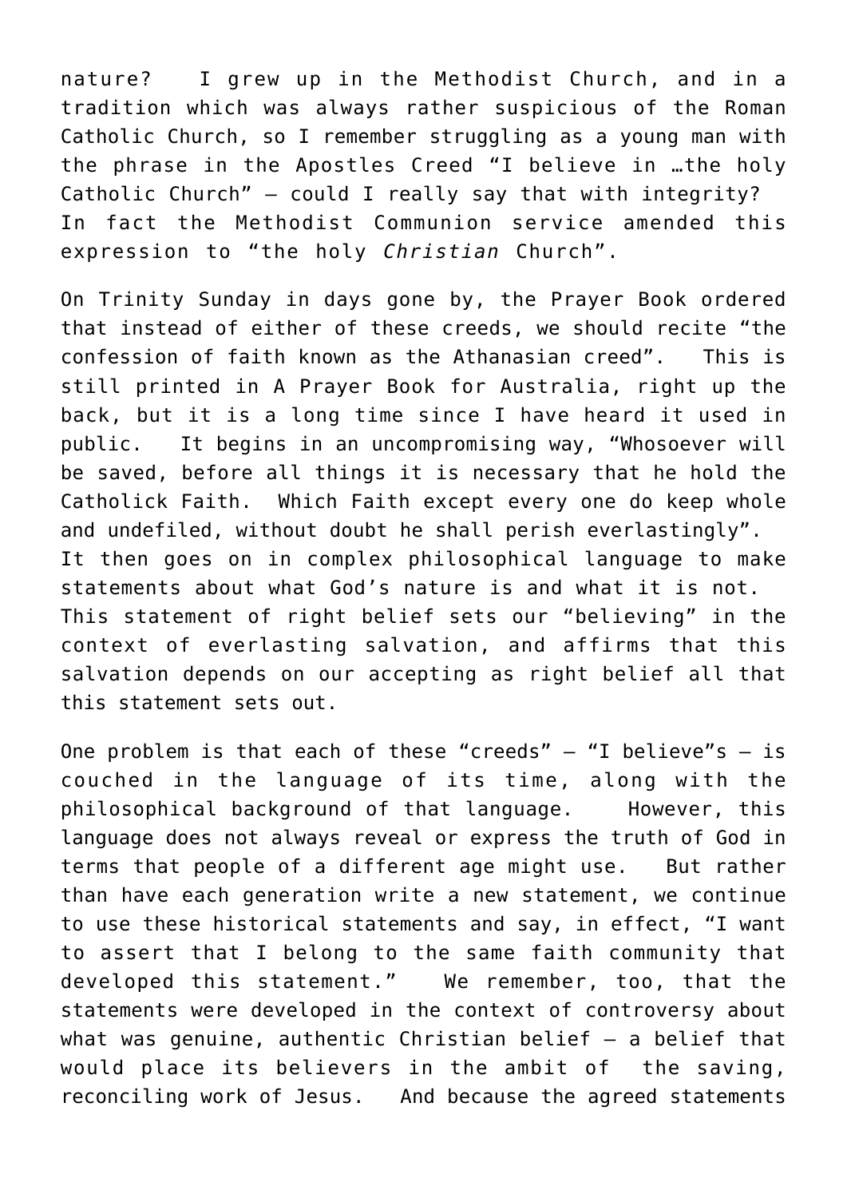nature? I grew up in the Methodist Church, and in a tradition which was always rather suspicious of the Roman Catholic Church, so I remember struggling as a young man with the phrase in the Apostles Creed "I believe in …the holy Catholic Church" – could I really say that with integrity? In fact the Methodist Communion service amended this expression to "the holy *Christian* Church".

On Trinity Sunday in days gone by, the Prayer Book ordered that instead of either of these creeds, we should recite "the confession of faith known as the Athanasian creed". This is still printed in A Prayer Book for Australia, right up the back, but it is a long time since I have heard it used in public. It begins in an uncompromising way, "Whosoever will be saved, before all things it is necessary that he hold the Catholick Faith. Which Faith except every one do keep whole and undefiled, without doubt he shall perish everlastingly". It then goes on in complex philosophical language to make statements about what God's nature is and what it is not. This statement of right belief sets our "believing" in the context of everlasting salvation, and affirms that this salvation depends on our accepting as right belief all that this statement sets out.

One problem is that each of these "creeds" – "I believe"s – is couched in the language of its time, along with the philosophical background of that language. However, this language does not always reveal or express the truth of God in terms that people of a different age might use. But rather than have each generation write a new statement, we continue to use these historical statements and say, in effect, "I want to assert that I belong to the same faith community that developed this statement." We remember, too, that the statements were developed in the context of controversy about what was genuine, authentic Christian belief – a belief that would place its believers in the ambit of the saving, reconciling work of Jesus. And because the agreed statements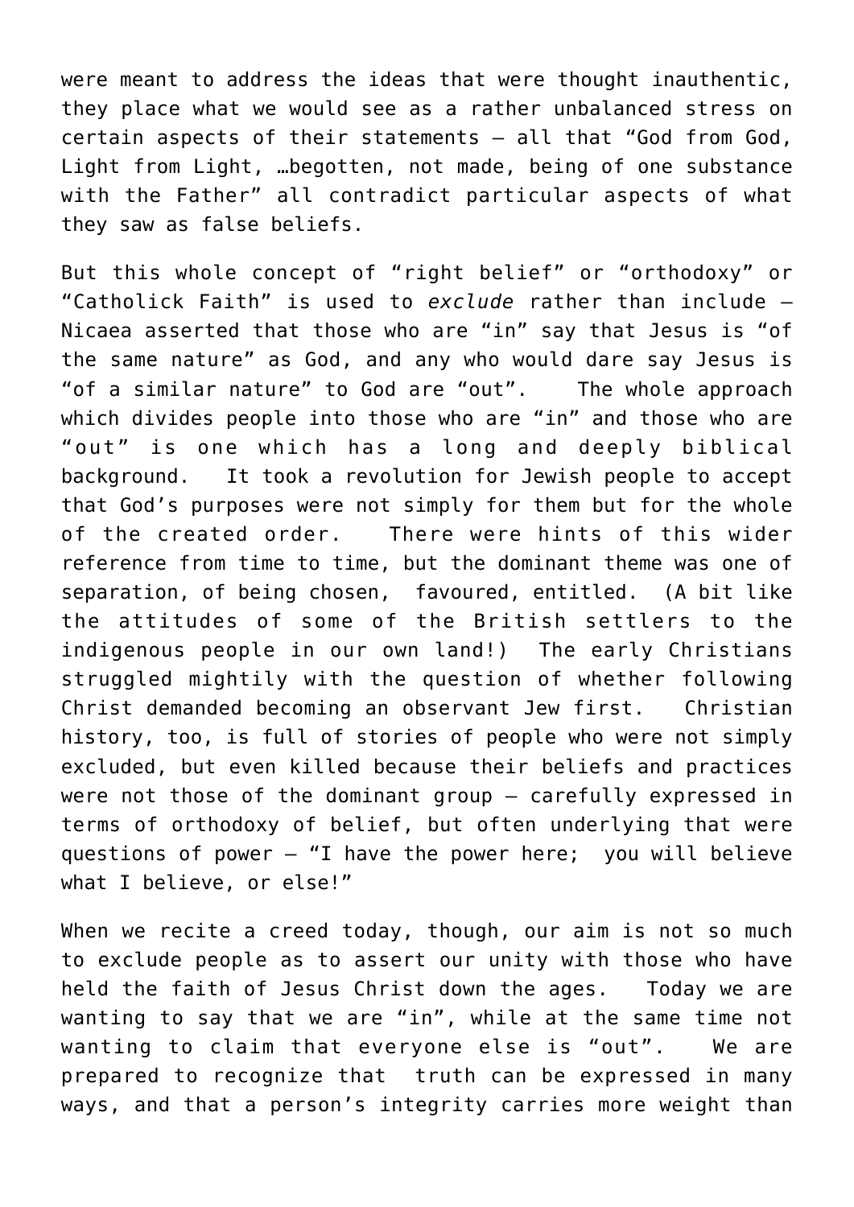were meant to address the ideas that were thought inauthentic, they place what we would see as a rather unbalanced stress on certain aspects of their statements – all that "God from God, Light from Light, …begotten, not made, being of one substance with the Father" all contradict particular aspects of what they saw as false beliefs.

But this whole concept of "right belief" or "orthodoxy" or "Catholick Faith" is used to *exclude* rather than include – Nicaea asserted that those who are "in" say that Jesus is "of the same nature" as God, and any who would dare say Jesus is "of a similar nature" to God are "out". The whole approach which divides people into those who are "in" and those who are "out" is one which has a long and deeply biblical background. It took a revolution for Jewish people to accept that God's purposes were not simply for them but for the whole of the created order. There were hints of this wider reference from time to time, but the dominant theme was one of separation, of being chosen, favoured, entitled. (A bit like the attitudes of some of the British settlers to the indigenous people in our own land!) The early Christians struggled mightily with the question of whether following Christ demanded becoming an observant Jew first. Christian history, too, is full of stories of people who were not simply excluded, but even killed because their beliefs and practices were not those of the dominant group – carefully expressed in terms of orthodoxy of belief, but often underlying that were questions of power – "I have the power here; you will believe what I believe, or else!"

When we recite a creed today, though, our aim is not so much to exclude people as to assert our unity with those who have held the faith of Jesus Christ down the ages. Today we are wanting to say that we are "in", while at the same time not wanting to claim that everyone else is "out". We are prepared to recognize that truth can be expressed in many ways, and that a person's integrity carries more weight than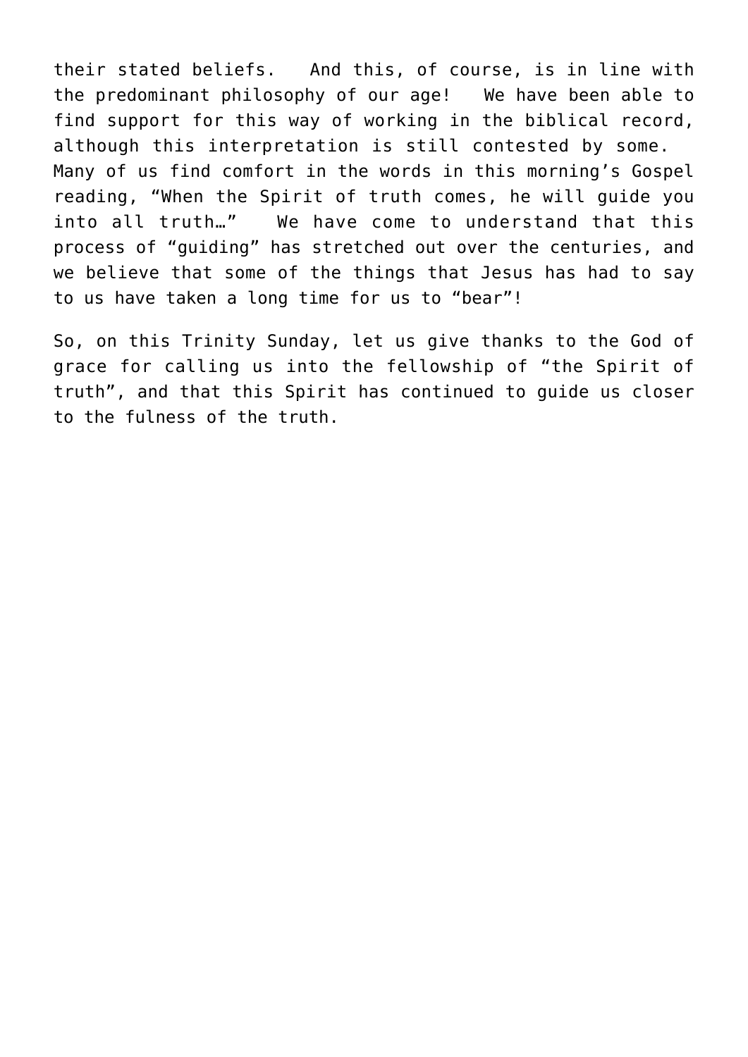their stated beliefs. And this, of course, is in line with the predominant philosophy of our age! We have been able to find support for this way of working in the biblical record, although this interpretation is still contested by some. Many of us find comfort in the words in this morning's Gospel reading, "When the Spirit of truth comes, he will guide you into all truth…" We have come to understand that this process of "guiding" has stretched out over the centuries, and we believe that some of the things that Jesus has had to say to us have taken a long time for us to "bear"!

So, on this Trinity Sunday, let us give thanks to the God of grace for calling us into the fellowship of "the Spirit of truth", and that this Spirit has continued to guide us closer to the fulness of the truth.